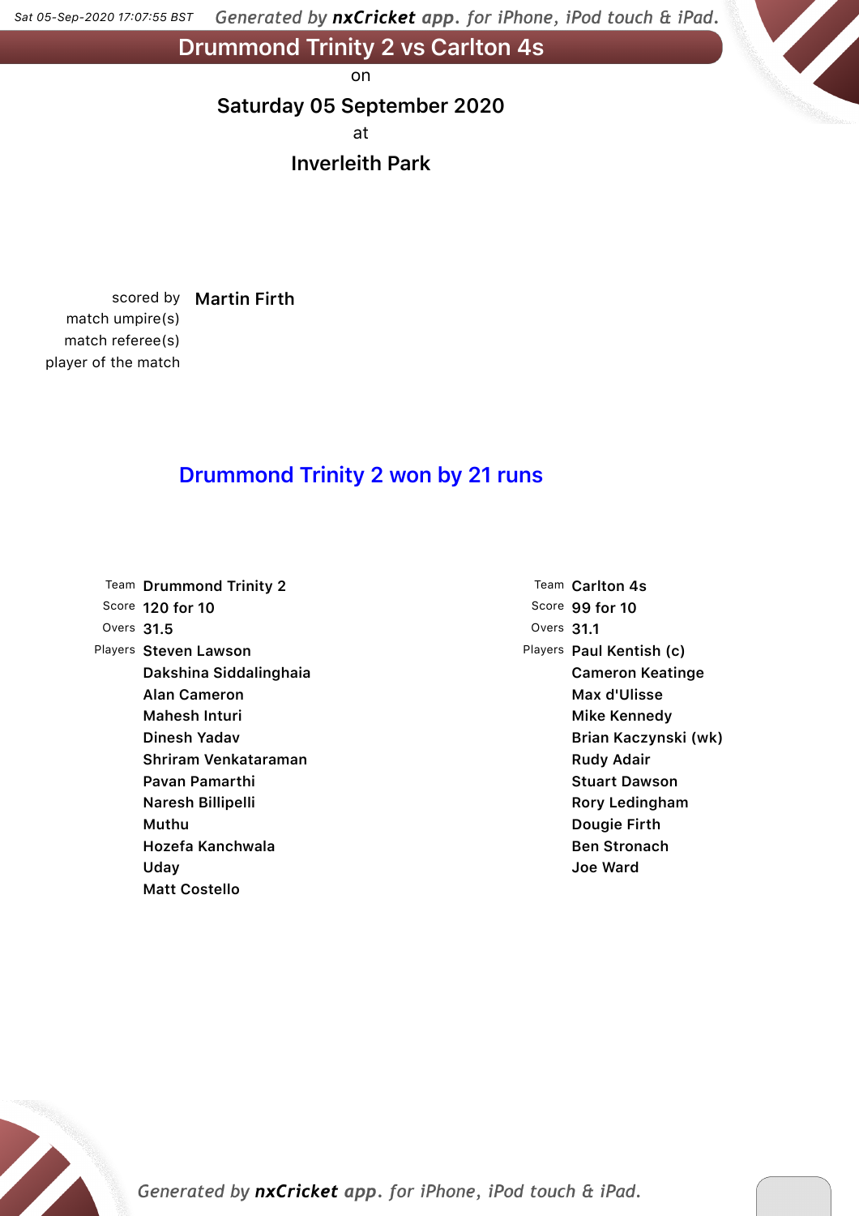# Drummond Trinity 2 vs Carlton 4s

on

**Saturday 05 September 2020**

at

**Inverleith Park**

| | |
|---|---|
| scored by | Martin Firth |
| match umpire(s) | |
| match referee(s) | |
| player of the match | |

## Drummond Trinity 2 won by 21 runs

| | |
|---|---|
| Team | Drummond Trinity 2 |
| Score | 120 for 10 |
| Overs | 31.5 |
| Players | Steven Lawson |
| | Dakshina Siddalinghaia |
| | Alan Cameron |
| | Mahesh Inturi |
| | Dinesh Yadav |
| | Shriram Venkataraman |
| | Pavan Pamarthi |
| | Naresh Billipelli |
| | Muthu |
| | Hozefa Kanchwala |
| | Uday |
| | Matt Costello |

| | |
|---|---|
| Team | Carlton 4s |
| Score | 99 for 10 |
| Overs | 31.1 |
| Players | Paul Kentish (c) |
| | Cameron Keatinge |
| | Max d'Ulisse |
| | Mike Kennedy |
| | Brian Kaczynski (wk) |
| | Rudy Adair |
| | Stuart Dawson |
| | Rory Ledingham |
| | Dougie Firth |
| | Ben Stronach |
| | Joe Ward |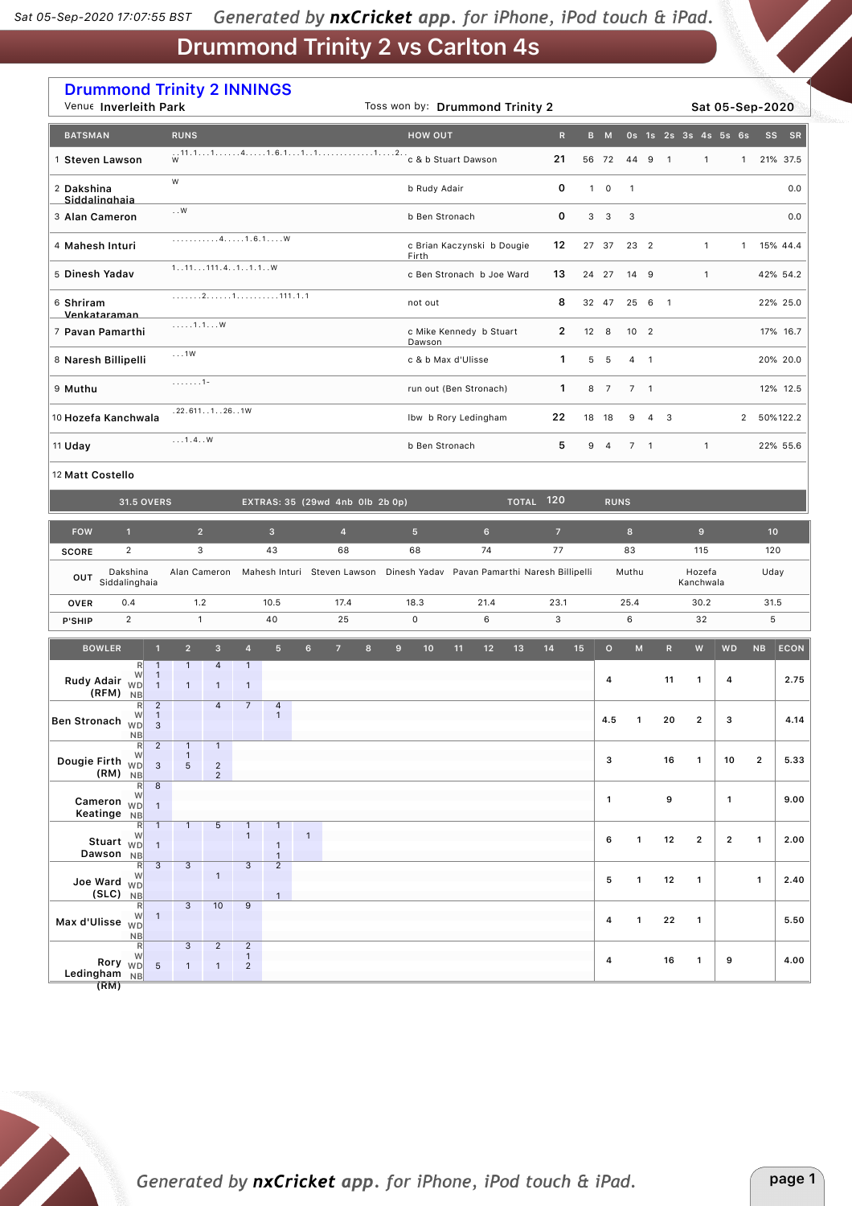# Drummond Trinity 2 vs Carlton 4s

## Drummond Trinity 2 INNINGS

Venue: Inverleith Park | Toss won by: Drummond Trinity 2 | Sat 05-Sep-2020

| | BATSMAN | RUNS | HOW OUT | R | B | M | 0s | 1s | 2s | 3s | 4s | 5s | 6s | SS | SR |
|---|---|---|---|---|---|---|---|---|---|---|---|---|---|---|---|
| 1 | Steven Lawson | ..11.1...1......4.....1.6.1...1..1.............1....2..W | c & b Stuart Dawson | 21 | 56 | 72 | 44 | 9 | 1 | | 1 | | 1 | 21% | 37.5 |
| 2 | Dakshina Siddalinghaia | W | b Rudy Adair | 0 | 1 | 0 | 1 | | | | | | | | 0.0 |
| 3 | Alan Cameron | ..W | b Ben Stronach | 0 | 3 | 3 | 3 | | | | | | | | 0.0 |
| 4 | Mahesh Inturi | ...........4.....1.6.1....W | c Brian Kaczynski b Dougie Firth | 12 | 27 | 37 | 23 | 2 | | | 1 | | 1 | 15% | 44.4 |
| 5 | Dinesh Yadav | 1..11...111.4..1..1.1..W | c Ben Stronach b Joe Ward | 13 | 24 | 27 | 14 | 9 | | | 1 | | | 42% | 54.2 |
| 6 | Shriram Venkataraman | .......2.......1..........111.1.1 | not out | 8 | 32 | 47 | 25 | 6 | 1 | | | | | 22% | 25.0 |
| 7 | Pavan Pamarthi | .....1.1...W | c Mike Kennedy b Stuart Dawson | 2 | 12 | 8 | 10 | 2 | | | | | | 17% | 16.7 |
| 8 | Naresh Billipelli | ...1W | c & b Max d'Ulisse | 1 | 5 | 5 | 4 | 1 | | | | | | 20% | 20.0 |
| 9 | Muthu | .......1- | run out (Ben Stronach) | 1 | 8 | 7 | 7 | 1 | | | | | | 12% | 12.5 |
| 10 | Hozefa Kanchwala | .22.611..1..26..1W | lbw b Rory Ledingham | 22 | 18 | 18 | 9 | 4 | 3 | | | | 2 | 50% | 122.2 |
| 11 | Uday | ...1.4..W | b Ben Stronach | 5 | 9 | 4 | 7 | 1 | | | 1 | | | 22% | 55.6 |
| 12 | Matt Costello | | | | | | | | | | | | | | |

31.5 OVERS | EXTRAS: 35 (29wd 4nb 0lb 2b 0p) | TOTAL 120 RUNS

| FOW | 1 | 2 | 3 | 4 | 5 | 6 | 7 | 8 | 9 | 10 |
|---|---|---|---|---|---|---|---|---|---|---|
| SCORE | 2 | 3 | 43 | 68 | 68 | 74 | 77 | 83 | 115 | 120 |
| OUT | Dakshina Siddalinghaia | Alan Cameron | Mahesh Inturi | Steven Lawson | Dinesh Yadav | Pavan Pamarthi | Naresh Billipelli | Muthu | Hozefa Kanchwala | Uday |
| OVER | 0.4 | 1.2 | 10.5 | 17.4 | 18.3 | 21.4 | 23.1 | 25.4 | 30.2 | 31.5 |
| P'SHIP | 2 | 1 | 40 | 25 | 0 | 6 | 3 | 6 | 32 | 5 |

| BOWLER | | 1 | 2 | 3 | 4 | 5 | 6 | 7 | 8 | 9 | 10 | 11 | 12 | 13 | 14 | 15 | O | M | R | W | WD | NB | ECON |
|---|---|---|---|---|---|---|---|---|---|---|---|---|---|---|---|---|---|---|---|---|---|---|---|
| Rudy Adair (RFM) | R | 1 | 1 | 4 | 1 | | | | | | | | | | | | 4 | | 11 | 1 | 4 | | 2.75 |
| | W | 1 | | | | | | | | | | | | | | | | | | | | | |
| | WD | 1 | 1 | 1 | 1 | | | | | | | | | | | | | | | | | | |
| | NB | | | | | | | | | | | | | | | | | | | | | | |
| Ben Stronach | R | 2 | | 4 | 7 | 4 | | | | | | | | | | | 4.5 | 1 | 20 | 2 | 3 | | 4.14 |
| | W | 1 | | | | 1 | | | | | | | | | | | | | | | | | |
| | WD | 3 | | | | | | | | | | | | | | | | | | | | | |
| | NB | | | | | | | | | | | | | | | | | | | | | | |
| Dougie Firth (RM) | R | 2 | 1 | 1 | | | | | | | | | | | | | 3 | | 16 | 1 | 10 | 2 | 5.33 |
| | W | | 1 | | | | | | | | | | | | | | | | | | | | |
| | WD | 3 | 5 | 2 | | | | | | | | | | | | | | | | | | | |
| | NB | | | 2 | | | | | | | | | | | | | | | | | | | |
| Cameron Keatinge | R | 8 | | | | | | | | | | | | | | | 1 | | 9 | | 1 | | 9.00 |
| | W | | | | | | | | | | | | | | | | | | | | | | |
| | WD | 1 | | | | | | | | | | | | | | | | | | | | | |
| | NB | | | | | | | | | | | | | | | | | | | | | | |
| Stuart Dawson | R | 1 | 1 | 5 | 1 | 1 | | | | | | | | | | | 6 | 1 | 12 | 2 | 2 | 1 | 2.00 |
| | W | | | | 1 | | 1 | | | | | | | | | | | | | | | | |
| | WD | 1 | | | | 1 | | | | | | | | | | | | | | | | | |
| | NB | | | | | 1 | | | | | | | | | | | | | | | | | |
| Joe Ward (SLC) | R | 3 | 3 | | 3 | 2 | | | | | | | | | | | 5 | 1 | 12 | 1 | | 1 | 2.40 |
| | W | | | 1 | | | | | | | | | | | | | | | | | | | |
| | WD | | | | | | | | | | | | | | | | | | | | | | |
| | NB | | | | | 1 | | | | | | | | | | | | | | | | | |
| Max d'Ulisse | R | | 3 | 10 | 9 | | | | | | | | | | | | 4 | 1 | 22 | 1 | | | 5.50 |
| | W | 1 | | | | | | | | | | | | | | | | | | | | | |
| | WD | | | | | | | | | | | | | | | | | | | | | | |
| | NB | | | | | | | | | | | | | | | | | | | | | | |
| Rory Ledingham (RM) | R | | 3 | 2 | 2 | | | | | | | | | | | | 4 | | 16 | 1 | 9 | | 4.00 |
| | W | | | | 1 | | | | | | | | | | | | | | | | | | |
| | WD | 5 | 1 | 1 | 2 | | | | | | | | | | | | | | | | | | |
| | NB | | | | | | | | | | | | | | | | | | | | | | |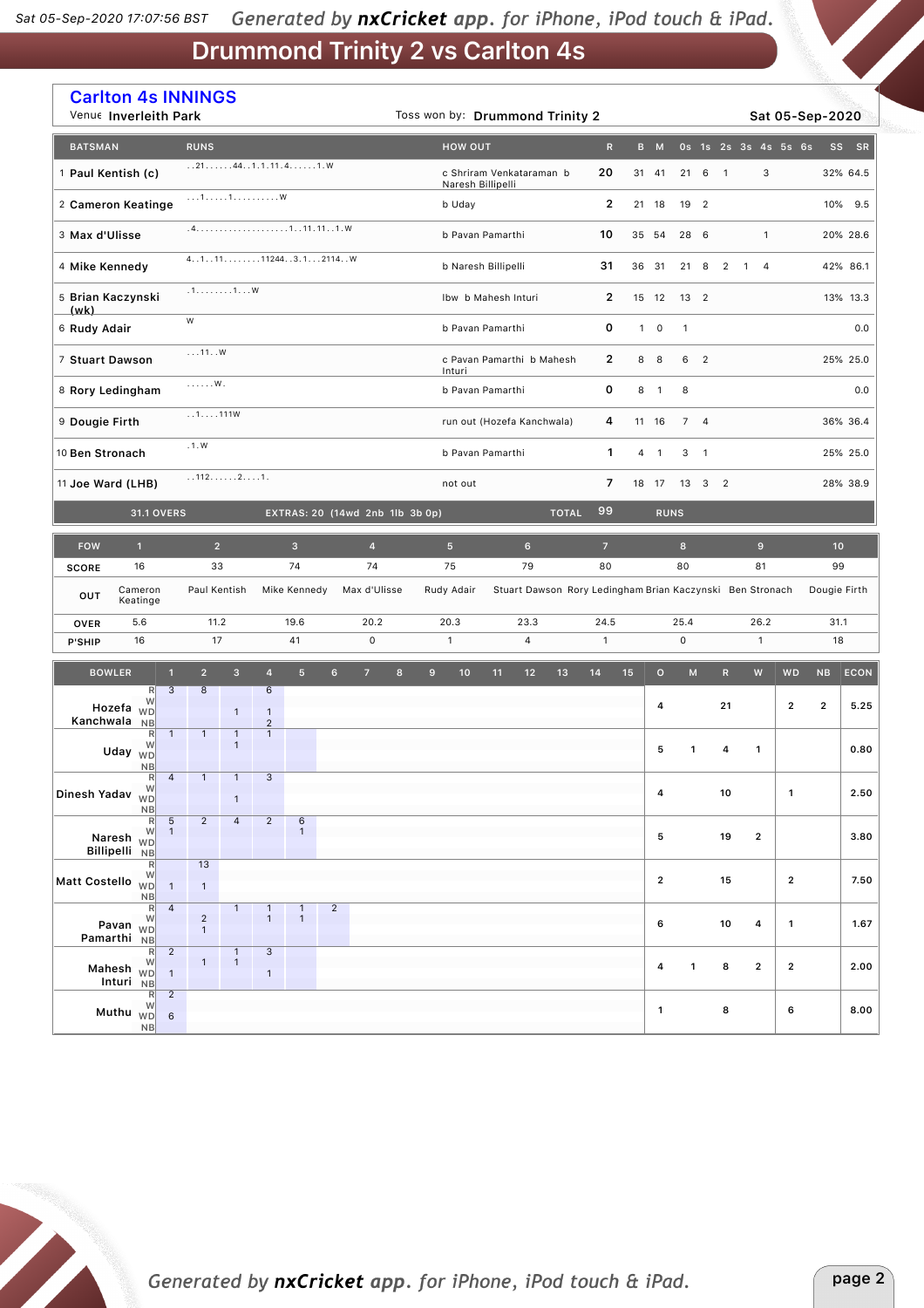# Drummond Trinity 2 vs Carlton 4s

## Carlton 4s INNINGS

Venue: Inverleith Park | Toss won by: Drummond Trinity 2 | Sat 05-Sep-2020

| | BATSMAN | RUNS | HOW OUT | R | B | M | 0s | 1s | 2s | 3s | 4s | 5s | 6s | SS | SR |
|---|---|---|---|---|---|---|---|---|---|---|---|---|---|---|---|
| 1 | Paul Kentish (c) | ..21......44..1.1.11.4......1.W | c Shriram Venkataraman b Naresh Billipelli | 20 | 31 | 41 | 21 | 6 | 1 | | 3 | | | 32% | 64.5 |
| 2 | Cameron Keatinge | ...1.....1.........W | b Uday | 2 | 21 | 18 | 19 | 2 | | | | | | 10% | 9.5 |
| 3 | Max d'Ulisse | .4....................1..11.11..1.W | b Pavan Pamarthi | 10 | 35 | 54 | 28 | 6 | | | 1 | | | 20% | 28.6 |
| 4 | Mike Kennedy | 4..1..11........11244..3.1...2114..W | b Naresh Billipelli | 31 | 36 | 31 | 21 | 8 | 2 | 1 | 4 | | | 42% | 86.1 |
| 5 | Brian Kaczynski (wk) | .1........1...W | lbw b Mahesh Inturi | 2 | 15 | 12 | 13 | 2 | | | | | | 13% | 13.3 |
| 6 | Rudy Adair | W | b Pavan Pamarthi | 0 | 1 | 0 | 1 | | | | | | | | 0.0 |
| 7 | Stuart Dawson | ...11..W | c Pavan Pamarthi b Mahesh Inturi | 2 | 8 | 8 | 6 | 2 | | | | | | 25% | 25.0 |
| 8 | Rory Ledingham | ......W. | b Pavan Pamarthi | 0 | 8 | 1 | 8 | | | | | | | | 0.0 |
| 9 | Dougie Firth | ..1....111W | run out (Hozefa Kanchwala) | 4 | 11 | 16 | 7 | 4 | | | | | | 36% | 36.4 |
| 10 | Ben Stronach | .1.W | b Pavan Pamarthi | 1 | 4 | 1 | 3 | 1 | | | | | | 25% | 25.0 |
| 11 | Joe Ward (LHB) | ..112......2....1. | not out | 7 | 18 | 17 | 13 | 3 | 2 | | | | | 28% | 38.9 |

31.1 OVERS | EXTRAS: 20 (14wd 2nb 1lb 3b 0p) | TOTAL 99 RUNS

| FOW | 1 | 2 | 3 | 4 | 5 | 6 | 7 | 8 | 9 | 10 |
|---|---|---|---|---|---|---|---|---|---|---|
| SCORE | 16 | 33 | 74 | 74 | 75 | 79 | 80 | 80 | 81 | 99 |
| OUT | Cameron Keatinge | Paul Kentish | Mike Kennedy | Max d'Ulisse | Rudy Adair | Stuart Dawson | Rory Ledingham | Brian Kaczynski | Ben Stronach | Dougie Firth |
| OVER | 5.6 | 11.2 | 19.6 | 20.2 | 20.3 | 23.3 | 24.5 | 25.4 | 26.2 | 31.1 |
| P'SHIP | 16 | 17 | 41 | 0 | 1 | 4 | 1 | 0 | 1 | 18 |

| BOWLER | | 1 | 2 | 3 | 4 | 5 | 6 | O | M | R | W | WD | NB | ECON |
|---|---|---|---|---|---|---|---|---|---|---|---|---|---|---|
| Hozefa Kanchwala | R | 3 | 8 | | 6 | | | 4 | | 21 | | 2 | 2 | 5.25 |
| | W | | | | | | | | | | | | | |
| | WD | | | 1 | 1 | | | | | | | | | |
| | NB | | | | 2 | | | | | | | | | |
| Uday | R | 1 | 1 | 1 | 1 | | | 5 | 1 | 4 | 1 | | | 0.80 |
| | W | | | 1 | | | | | | | | | | |
| | WD | | | | | | | | | | | | | |
| | NB | | | | | | | | | | | | | |
| Dinesh Yadav | R | 4 | 1 | 1 | 3 | | | 4 | | 10 | | 1 | | 2.50 |
| | W | | | | | | | | | | | | | |
| | WD | | | 1 | | | | | | | | | | |
| | NB | | | | | | | | | | | | | |
| Naresh Billipelli | R | 5 | 2 | 4 | 2 | 6 | | 5 | | 19 | 2 | | | 3.80 |
| | W | 1 | | | | 1 | | | | | | | | |
| | WD | | | | | | | | | | | | | |
| | NB | | | | | | | | | | | | | |
| Matt Costello | R | | 13 | | | | | 2 | | 15 | | 2 | | 7.50 |
| | W | | | | | | | | | | | | | |
| | WD | 1 | 1 | | | | | | | | | | | |
| | NB | | | | | | | | | | | | | |
| Pavan Pamarthi | R | 4 | | 1 | 1 | 1 | 2 | 6 | | 10 | 4 | 1 | | 1.67 |
| | W | | 2 | | 1 | 1 | | | | | | | | |
| | WD | | 1 | | | | | | | | | | | |
| | NB | | | | | | | | | | | | | |
| Mahesh Inturi | R | 2 | | 1 | 3 | | | 4 | 1 | 8 | 2 | 2 | | 2.00 |
| | W | | 1 | 1 | | | | | | | | | | |
| | WD | 1 | | | 1 | | | | | | | | | |
| | NB | | | | | | | | | | | | | |
| Muthu | R | 2 | | | | | | 1 | | 8 | | 6 | | 8.00 |
| | W | | | | | | | | | | | | | |
| | WD | 6 | | | | | | | | | | | | |
| | NB | | | | | | | | | | | | | |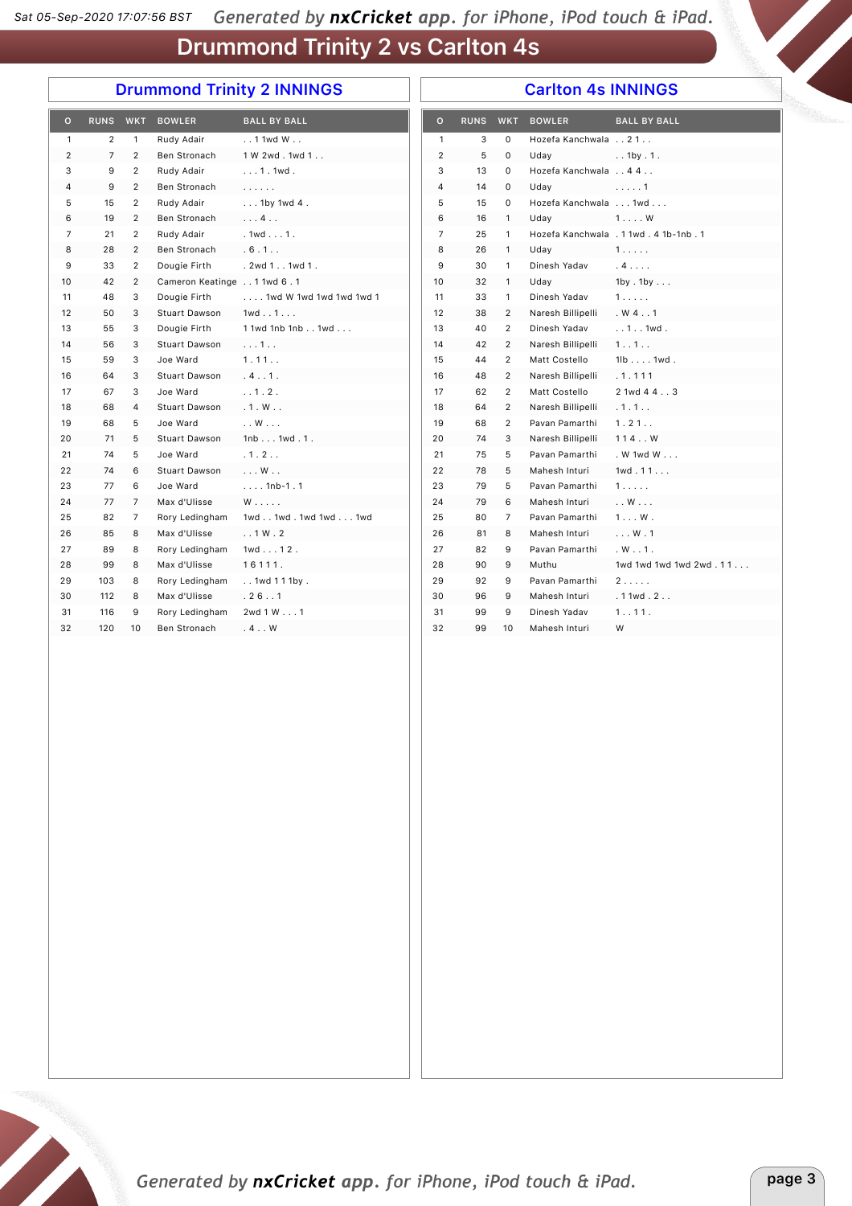# Drummond Trinity 2 vs Carlton 4s

## Drummond Trinity 2 INNINGS

| O | RUNS | WKT | BOWLER | BALL BY BALL |
|---|---|---|---|---|
| 1 | 2 | 1 | Rudy Adair | . . 1 1wd W . . |
| 2 | 7 | 2 | Ben Stronach | 1 W 2wd . 1wd 1 . . |
| 3 | 9 | 2 | Rudy Adair | . . . 1 . 1wd . |
| 4 | 9 | 2 | Ben Stronach | . . . . . . |
| 5 | 15 | 2 | Rudy Adair | . . . 1by 1wd 4 . |
| 6 | 19 | 2 | Ben Stronach | . . . 4 . . |
| 7 | 21 | 2 | Rudy Adair | . 1wd . . . 1 . |
| 8 | 28 | 2 | Ben Stronach | . 6 . 1 . . |
| 9 | 33 | 2 | Dougie Firth | . 2wd 1 . . 1wd 1 . |
| 10 | 42 | 2 | Cameron Keatinge | . . 1 1wd 6 . 1 |
| 11 | 48 | 3 | Dougie Firth | . . . . 1wd W 1wd 1wd 1wd 1wd 1 |
| 12 | 50 | 3 | Stuart Dawson | 1wd . . 1 . . . |
| 13 | 55 | 3 | Dougie Firth | 1 1wd 1nb 1nb . . 1wd . . . |
| 14 | 56 | 3 | Stuart Dawson | . . . 1 . . |
| 15 | 59 | 3 | Joe Ward | 1 . 1 1 . . |
| 16 | 64 | 3 | Stuart Dawson | . 4 . . 1 . |
| 17 | 67 | 3 | Joe Ward | . . 1 . 2 . |
| 18 | 68 | 4 | Stuart Dawson | . 1 . W . . |
| 19 | 68 | 5 | Joe Ward | . . W . . . |
| 20 | 71 | 5 | Stuart Dawson | 1nb . . . 1wd . 1 . |
| 21 | 74 | 5 | Joe Ward | . 1 . 2 . . |
| 22 | 74 | 6 | Stuart Dawson | . . . W . . |
| 23 | 77 | 6 | Joe Ward | . . . . 1nb-1 . 1 |
| 24 | 77 | 7 | Max d'Ulisse | W . . . . . |
| 25 | 82 | 7 | Rory Ledingham | 1wd . . 1wd . 1wd 1wd . . . 1wd |
| 26 | 85 | 8 | Max d'Ulisse | . . 1 W . 2 |
| 27 | 89 | 8 | Rory Ledingham | 1wd . . . 1 2 . |
| 28 | 99 | 8 | Max d'Ulisse | 1 6 1 1 1 . |
| 29 | 103 | 8 | Rory Ledingham | . . 1wd 1 1 1by . |
| 30 | 112 | 8 | Max d'Ulisse | . 2 6 . . 1 |
| 31 | 116 | 9 | Rory Ledingham | 2wd 1 W . . . 1 |
| 32 | 120 | 10 | Ben Stronach | . 4 . . W |

## Carlton 4s INNINGS

| O | RUNS | WKT | BOWLER | BALL BY BALL |
|---|---|---|---|---|
| 1 | 3 | 0 | Hozefa Kanchwala | . . 2 1 . . |
| 2 | 5 | 0 | Uday | . . 1by . 1 . |
| 3 | 13 | 0 | Hozefa Kanchwala | . . 4 4 . . |
| 4 | 14 | 0 | Uday | . . . . . 1 |
| 5 | 15 | 0 | Hozefa Kanchwala | . . . 1wd . . . |
| 6 | 16 | 1 | Uday | 1 . . . . W |
| 7 | 25 | 1 | Hozefa Kanchwala | . 1 1wd . 4 1b-1nb . 1 |
| 8 | 26 | 1 | Uday | 1 . . . . . |
| 9 | 30 | 1 | Dinesh Yadav | . 4 . . . . |
| 10 | 32 | 1 | Uday | 1by . 1by . . . |
| 11 | 33 | 1 | Dinesh Yadav | 1 . . . . . |
| 12 | 38 | 2 | Naresh Billipelli | . W 4 . . 1 |
| 13 | 40 | 2 | Dinesh Yadav | . . 1 . . 1wd . |
| 14 | 42 | 2 | Naresh Billipelli | 1 . . 1 . . |
| 15 | 44 | 2 | Matt Costello | 1lb . . . . 1wd . |
| 16 | 48 | 2 | Naresh Billipelli | . 1 . 1 1 1 |
| 17 | 62 | 2 | Matt Costello | 2 1wd 4 4 . . 3 |
| 18 | 64 | 2 | Naresh Billipelli | . 1 . 1 . . |
| 19 | 68 | 2 | Pavan Pamarthi | 1 . 2 1 . . |
| 20 | 74 | 3 | Naresh Billipelli | 1 1 4 . . W |
| 21 | 75 | 5 | Pavan Pamarthi | . W 1wd W . . . |
| 22 | 78 | 5 | Mahesh Inturi | 1wd . 1 1 . . . |
| 23 | 79 | 5 | Pavan Pamarthi | 1 . . . . . |
| 24 | 79 | 6 | Mahesh Inturi | . . W . . . |
| 25 | 80 | 7 | Pavan Pamarthi | 1 . . . W . |
| 26 | 81 | 8 | Mahesh Inturi | . . . W . 1 |
| 27 | 82 | 9 | Pavan Pamarthi | . W . . 1 . |
| 28 | 90 | 9 | Muthu | 1wd 1wd 1wd 1wd 2wd . 1 1 . . . |
| 29 | 92 | 9 | Pavan Pamarthi | 2 . . . . . |
| 30 | 96 | 9 | Mahesh Inturi | . 1 1wd . 2 . . |
| 31 | 99 | 9 | Dinesh Yadav | 1 . . 1 1 . |
| 32 | 99 | 10 | Mahesh Inturi | W |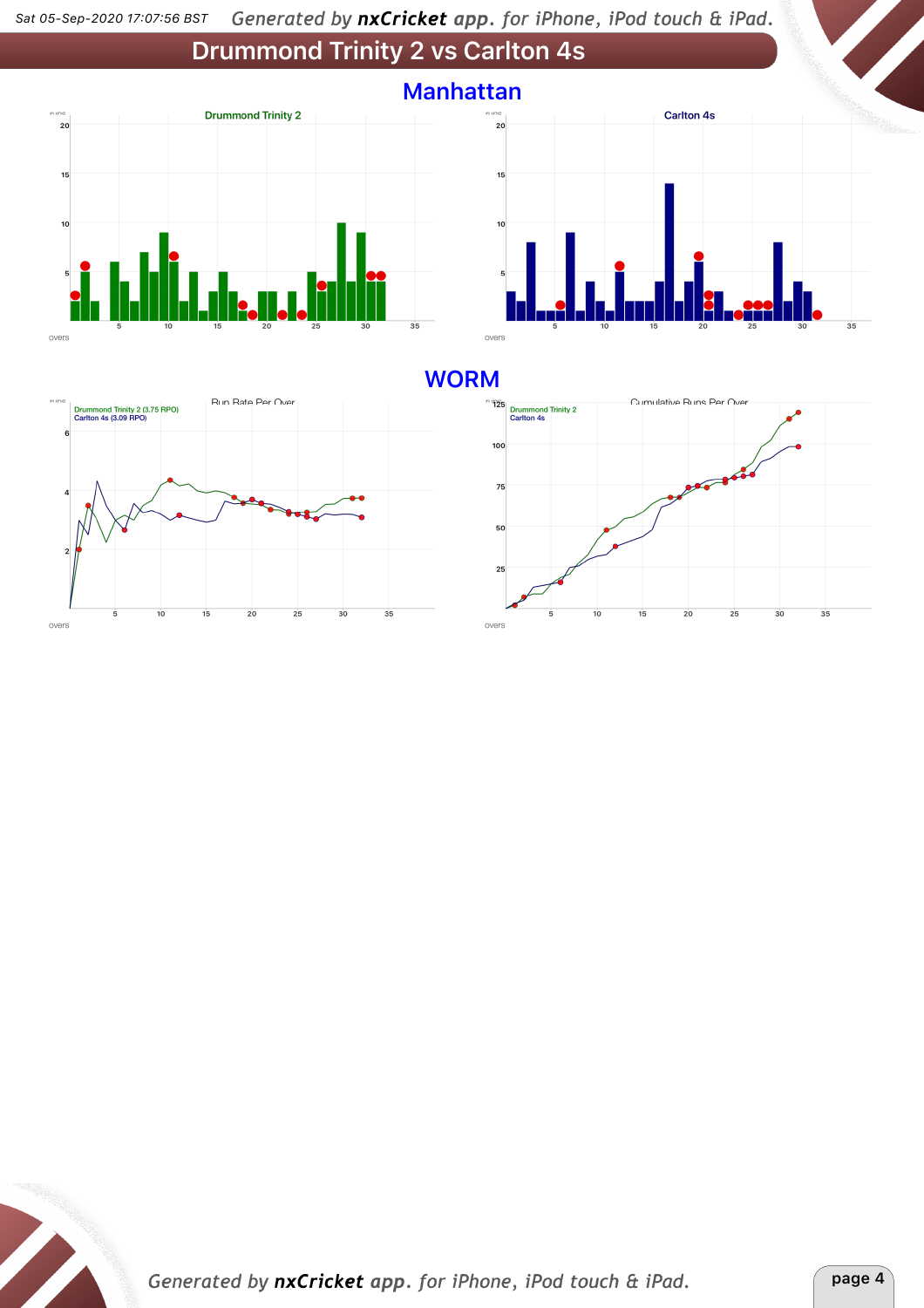# Drummond Trinity 2 vs Carlton 4s

## Manhattan

Drummond Trinity 2

Carlton 4s

## WORM

Run Rate Per Over

Drummond Trinity 2 (3.75 RPO)
Carlton 4s (3.09 RPO)

Cumulative Runs Per Over

Drummond Trinity 2
Carlton 4s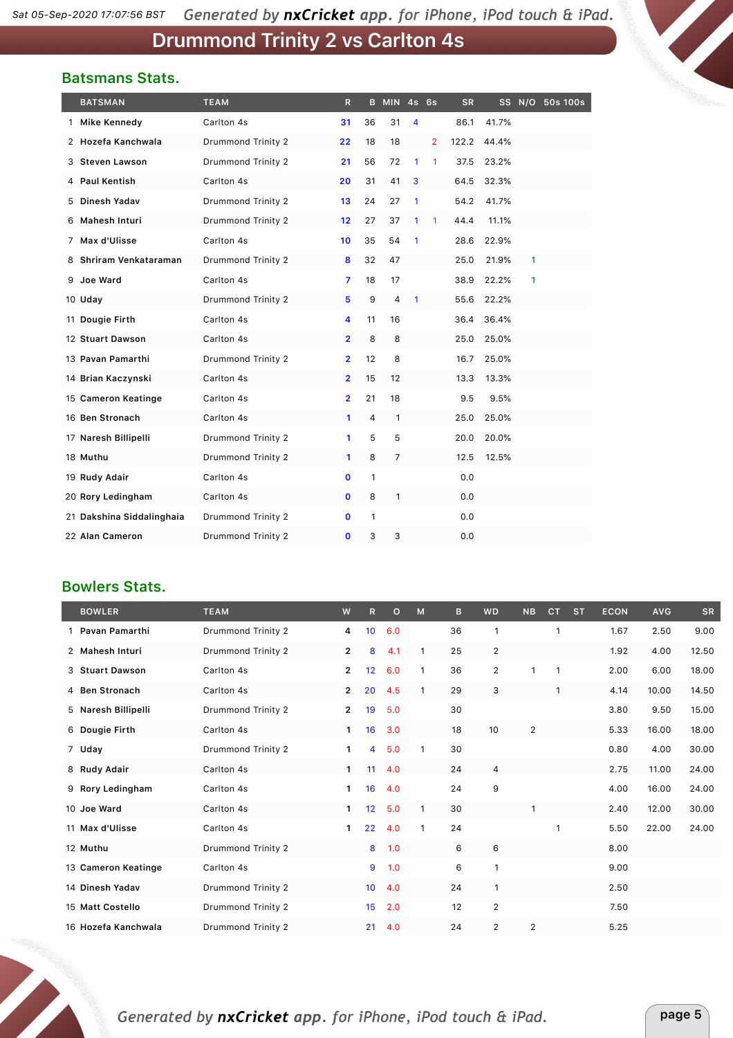# Drummond Trinity 2 vs Carlton 4s

## Batsmans Stats.

| | BATSMAN | TEAM | R | B | MIN | 4s | 6s | SR | SS | N/O | 50s | 100s |
|---|---|---|---|---|---|---|---|---|---|---|---|---|
| 1 | Mike Kennedy | Carlton 4s | 31 | 36 | 31 | 4 | | 86.1 | 41.7% | | | |
| 2 | Hozefa Kanchwala | Drummond Trinity 2 | 22 | 18 | 18 | | 2 | 122.2 | 44.4% | | | |
| 3 | Steven Lawson | Drummond Trinity 2 | 21 | 56 | 72 | 1 | 1 | 37.5 | 23.2% | | | |
| 4 | Paul Kentish | Carlton 4s | 20 | 31 | 41 | 3 | | 64.5 | 32.3% | | | |
| 5 | Dinesh Yadav | Drummond Trinity 2 | 13 | 24 | 27 | 1 | | 54.2 | 41.7% | | | |
| 6 | Mahesh Inturi | Drummond Trinity 2 | 12 | 27 | 37 | 1 | 1 | 44.4 | 11.1% | | | |
| 7 | Max d'Ulisse | Carlton 4s | 10 | 35 | 54 | 1 | | 28.6 | 22.9% | | | |
| 8 | Shriram Venkataraman | Drummond Trinity 2 | 8 | 32 | 47 | | | 25.0 | 21.9% | 1 | | |
| 9 | Joe Ward | Carlton 4s | 7 | 18 | 17 | | | 38.9 | 22.2% | 1 | | |
| 10 | Uday | Drummond Trinity 2 | 5 | 9 | 4 | 1 | | 55.6 | 22.2% | | | |
| 11 | Dougie Firth | Carlton 4s | 4 | 11 | 16 | | | 36.4 | 36.4% | | | |
| 12 | Stuart Dawson | Carlton 4s | 2 | 8 | 8 | | | 25.0 | 25.0% | | | |
| 13 | Pavan Pamarthi | Drummond Trinity 2 | 2 | 12 | 8 | | | 16.7 | 25.0% | | | |
| 14 | Brian Kaczynski | Carlton 4s | 2 | 15 | 12 | | | 13.3 | 13.3% | | | |
| 15 | Cameron Keatinge | Carlton 4s | 2 | 21 | 18 | | | 9.5 | 9.5% | | | |
| 16 | Ben Stronach | Carlton 4s | 1 | 4 | 1 | | | 25.0 | 25.0% | | | |
| 17 | Naresh Billipelli | Drummond Trinity 2 | 1 | 5 | 5 | | | 20.0 | 20.0% | | | |
| 18 | Muthu | Drummond Trinity 2 | 1 | 8 | 7 | | | 12.5 | 12.5% | | | |
| 19 | Rudy Adair | Carlton 4s | 0 | 1 | | | | 0.0 | | | | |
| 20 | Rory Ledingham | Carlton 4s | 0 | 8 | 1 | | | 0.0 | | | | |
| 21 | Dakshina Siddalinghaia | Drummond Trinity 2 | 0 | 1 | | | | 0.0 | | | | |
| 22 | Alan Cameron | Drummond Trinity 2 | 0 | 3 | 3 | | | 0.0 | | | | |

## Bowlers Stats.

| | BOWLER | TEAM | W | R | O | M | B | WD | NB | CT | ST | ECON | AVG | SR |
|---|---|---|---|---|---|---|---|---|---|---|---|---|---|---|
| 1 | Pavan Pamarthi | Drummond Trinity 2 | 4 | 10 | 6.0 | | 36 | 1 | | 1 | | 1.67 | 2.50 | 9.00 |
| 2 | Mahesh Inturi | Drummond Trinity 2 | 2 | 8 | 4.1 | 1 | 25 | 2 | | | | 1.92 | 4.00 | 12.50 |
| 3 | Stuart Dawson | Carlton 4s | 2 | 12 | 6.0 | 1 | 36 | 2 | 1 | 1 | | 2.00 | 6.00 | 18.00 |
| 4 | Ben Stronach | Carlton 4s | 2 | 20 | 4.5 | 1 | 29 | 3 | | 1 | | 4.14 | 10.00 | 14.50 |
| 5 | Naresh Billipelli | Drummond Trinity 2 | 2 | 19 | 5.0 | | 30 | | | | | 3.80 | 9.50 | 15.00 |
| 6 | Dougie Firth | Carlton 4s | 1 | 16 | 3.0 | | 18 | 10 | 2 | | | 5.33 | 16.00 | 18.00 |
| 7 | Uday | Drummond Trinity 2 | 1 | 4 | 5.0 | 1 | 30 | | | | | 0.80 | 4.00 | 30.00 |
| 8 | Rudy Adair | Carlton 4s | 1 | 11 | 4.0 | | 24 | 4 | | | | 2.75 | 11.00 | 24.00 |
| 9 | Rory Ledingham | Carlton 4s | 1 | 16 | 4.0 | | 24 | 9 | | | | 4.00 | 16.00 | 24.00 |
| 10 | Joe Ward | Carlton 4s | 1 | 12 | 5.0 | 1 | 30 | | 1 | | | 2.40 | 12.00 | 30.00 |
| 11 | Max d'Ulisse | Carlton 4s | 1 | 22 | 4.0 | 1 | 24 | | | 1 | | 5.50 | 22.00 | 24.00 |
| 12 | Muthu | Drummond Trinity 2 | | 8 | 1.0 | | 6 | 6 | | | | 8.00 | | |
| 13 | Cameron Keatinge | Carlton 4s | | 9 | 1.0 | | 6 | 1 | | | | 9.00 | | |
| 14 | Dinesh Yadav | Drummond Trinity 2 | | 10 | 4.0 | | 24 | 1 | | | | 2.50 | | |
| 15 | Matt Costello | Drummond Trinity 2 | | 15 | 2.0 | | 12 | 2 | | | | 7.50 | | |
| 16 | Hozefa Kanchwala | Drummond Trinity 2 | | 21 | 4.0 | | 24 | 2 | 2 | | | 5.25 | | |